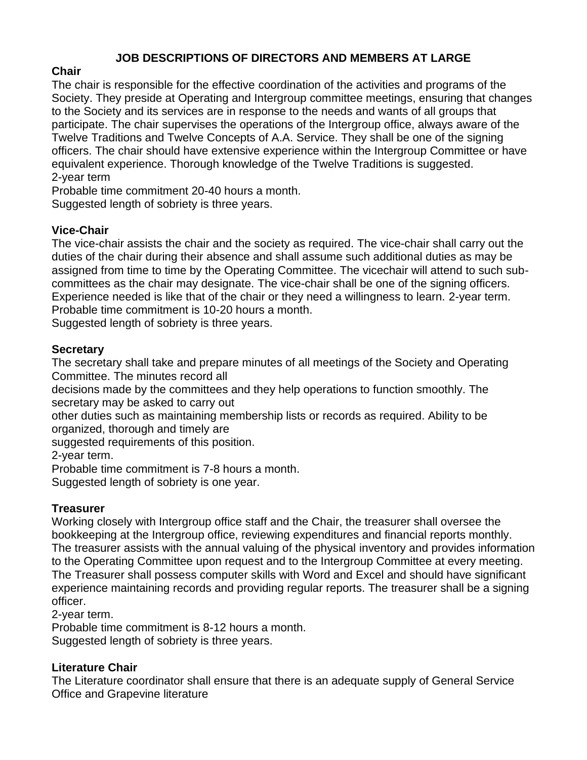# JOB DESCRIPTIONS OF DIRECTORS AND MEMBERS AT LARGE

## Chair

The chair is responsible for the effective coordination of the activities and programs of the Society. They preside at Operating and Intergroup committee meetings, ensuring that changes to the Society and its services are in response to the needs and wants of all groups that participate. The chair supervises the operations of the Intergroup office, always aware of the Twelve Traditions and Twelve Concepts of A.A. Service. They shall be one of the signing officers. The chair should have extensive experience within the Intergroup Committee or have equivalent experience. Thorough knowledge of the Twelve Traditions is suggested.
2-year term
Probable time commitment 20-40 hours a month.
Suggested length of sobriety is three years.

## Vice-Chair

The vice-chair assists the chair and the society as required. The vice-chair shall carry out the duties of the chair during their absence and shall assume such additional duties as may be assigned from time to time by the Operating Committee. The vicechair will attend to such sub-committees as the chair may designate. The vice-chair shall be one of the signing officers. Experience needed is like that of the chair or they need a willingness to learn. 2-year term.
Probable time commitment is 10-20 hours a month.
Suggested length of sobriety is three years.

## Secretary

The secretary shall take and prepare minutes of all meetings of the Society and Operating Committee. The minutes record all decisions made by the committees and they help operations to function smoothly. The secretary may be asked to carry out other duties such as maintaining membership lists or records as required. Ability to be organized, thorough and timely are suggested requirements of this position.
2-year term.
Probable time commitment is 7-8 hours a month.
Suggested length of sobriety is one year.

## Treasurer

Working closely with Intergroup office staff and the Chair, the treasurer shall oversee the bookkeeping at the Intergroup office, reviewing expenditures and financial reports monthly. The treasurer assists with the annual valuing of the physical inventory and provides information to the Operating Committee upon request and to the Intergroup Committee at every meeting. The Treasurer shall possess computer skills with Word and Excel and should have significant experience maintaining records and providing regular reports. The treasurer shall be a signing officer.
2-year term.
Probable time commitment is 8-12 hours a month.
Suggested length of sobriety is three years.

## Literature Chair

The Literature coordinator shall ensure that there is an adequate supply of General Service Office and Grapevine literature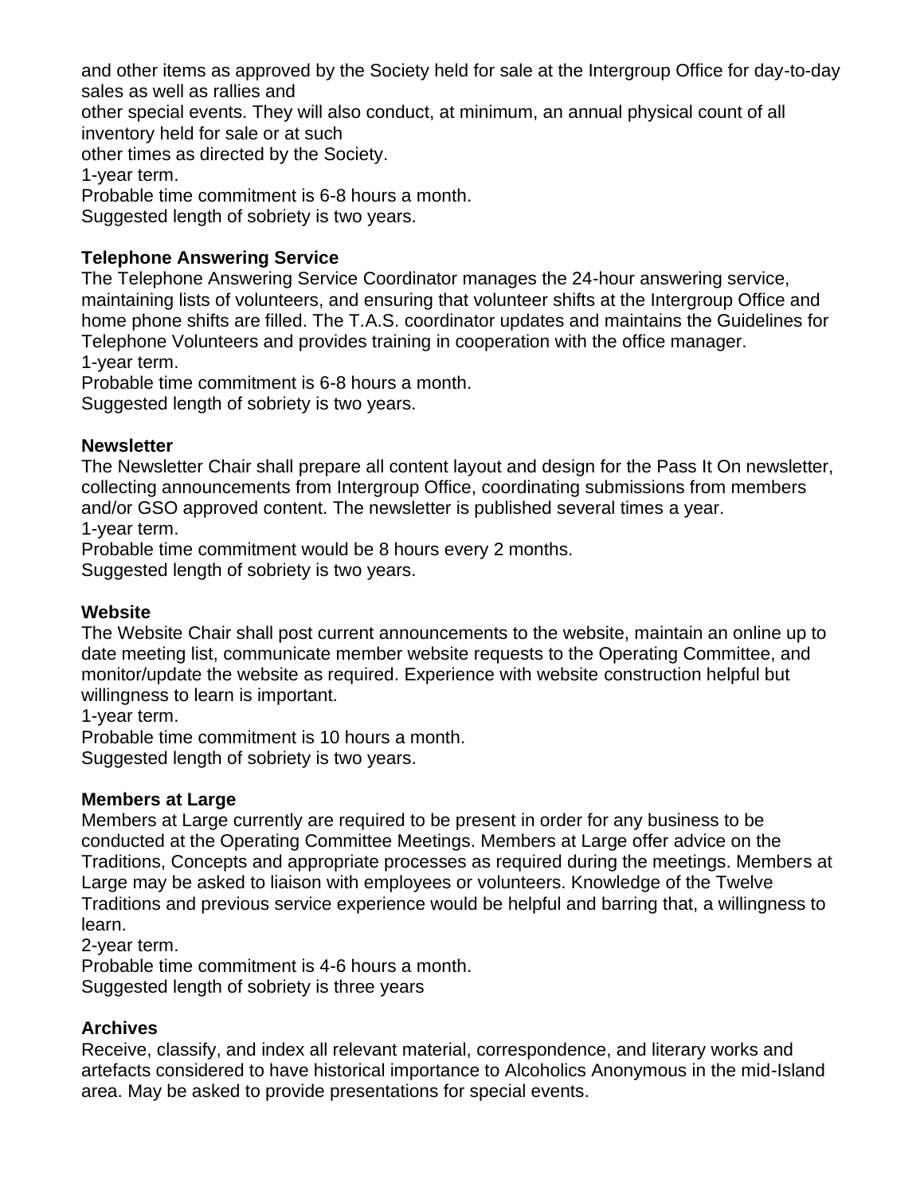and other items as approved by the Society held for sale at the Intergroup Office for day-to-day sales as well as rallies and
other special events. They will also conduct, at minimum, an annual physical count of all inventory held for sale or at such
other times as directed by the Society.
1-year term.
Probable time commitment is 6-8 hours a month.
Suggested length of sobriety is two years.

**Telephone Answering Service**
The Telephone Answering Service Coordinator manages the 24-hour answering service, maintaining lists of volunteers, and ensuring that volunteer shifts at the Intergroup Office and home phone shifts are filled. The T.A.S. coordinator updates and maintains the Guidelines for Telephone Volunteers and provides training in cooperation with the office manager.
1-year term.
Probable time commitment is 6-8 hours a month.
Suggested length of sobriety is two years.

**Newsletter**
The Newsletter Chair shall prepare all content layout and design for the Pass It On newsletter, collecting announcements from Intergroup Office, coordinating submissions from members and/or GSO approved content. The newsletter is published several times a year.
1-year term.
Probable time commitment would be 8 hours every 2 months.
Suggested length of sobriety is two years.

**Website**
The Website Chair shall post current announcements to the website, maintain an online up to date meeting list, communicate member website requests to the Operating Committee, and monitor/update the website as required. Experience with website construction helpful but willingness to learn is important.
1-year term.
Probable time commitment is 10 hours a month.
Suggested length of sobriety is two years.

**Members at Large**
Members at Large currently are required to be present in order for any business to be conducted at the Operating Committee Meetings. Members at Large offer advice on the Traditions, Concepts and appropriate processes as required during the meetings. Members at Large may be asked to liaison with employees or volunteers. Knowledge of the Twelve Traditions and previous service experience would be helpful and barring that, a willingness to learn.
2-year term.
Probable time commitment is 4-6 hours a month.
Suggested length of sobriety is three years

**Archives**
Receive, classify, and index all relevant material, correspondence, and literary works and artefacts considered to have historical importance to Alcoholics Anonymous in the mid-Island area. May be asked to provide presentations for special events.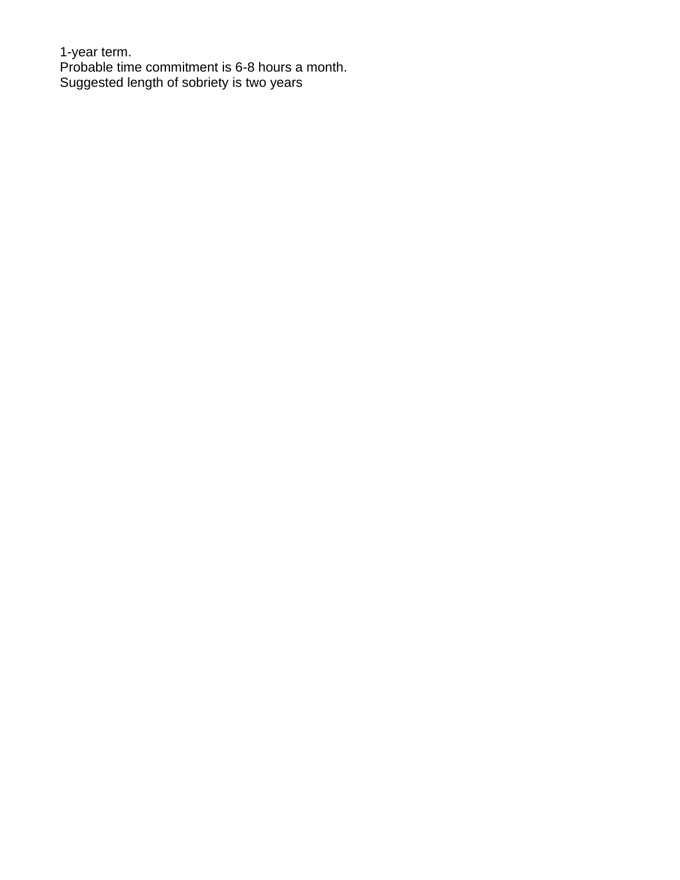1-year term.
Probable time commitment is 6-8 hours a month.
Suggested length of sobriety is two years